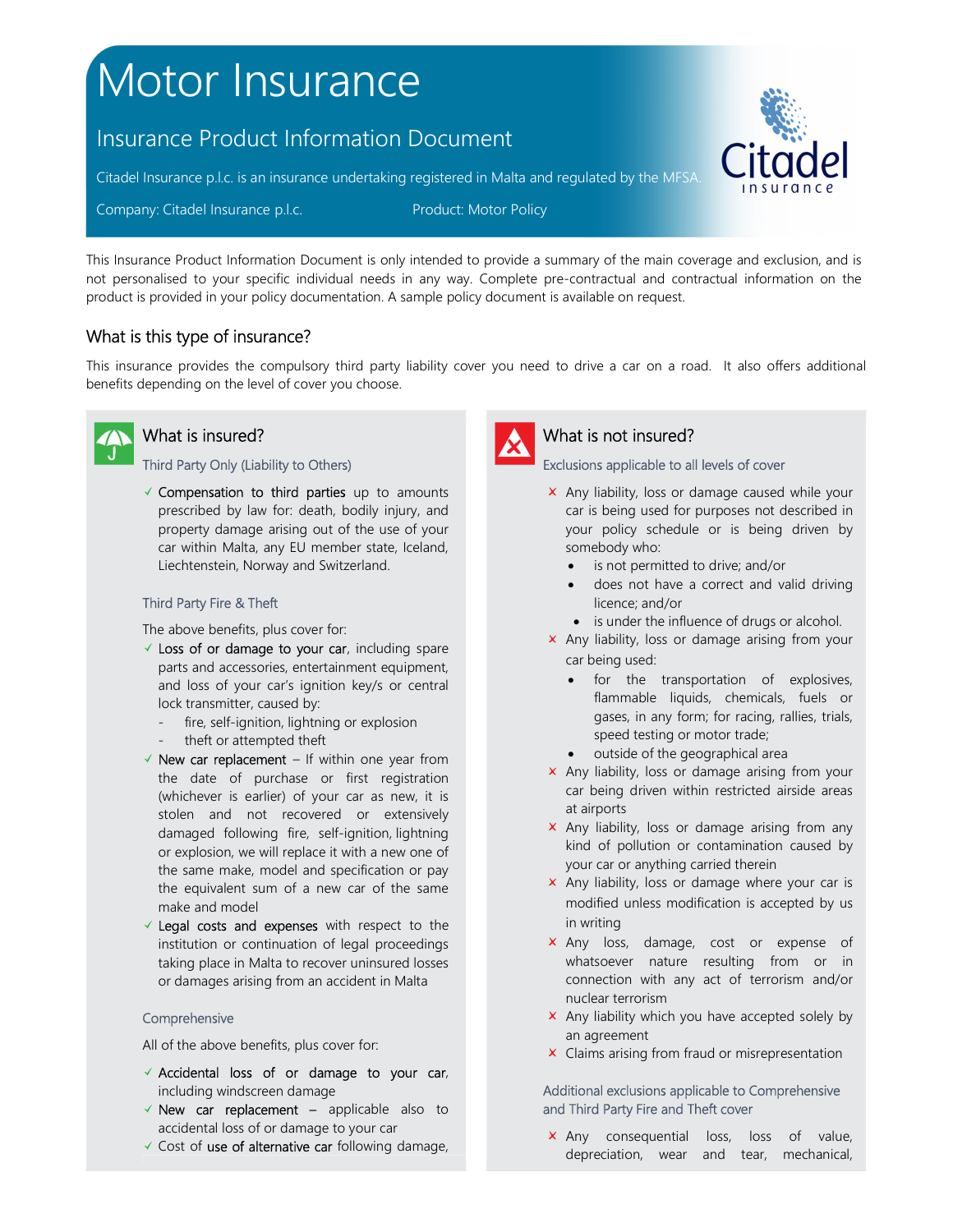# Motor Insurance

## Insurance Product Information Document

Citadel Insurance p.l.c. is an insurance undertaking registered in Malta and regulated by the MFSA.

Company: Citadel Insurance p.l.c. Product: Motor Policy

This Insurance Product Information Document is only intended to provide a summary of the main coverage and exclusion, and is not personalised to your specific individual needs in any way. Complete pre-contractual and contractual information on the product is provided in your policy documentation. A sample policy document is available on request.

## What is this type of insurance?

This insurance provides the compulsory third party liability cover you need to drive a car on a road. It also offers additional benefits depending on the level of cover you choose.

### What is insured?

#### Third Party Only (Liability to Others)

- ✓ Compensation to third parties up to amounts prescribed by law for: death, bodily injury, and property damage arising out of the use of your car within Malta, any EU member state, Iceland, Liechtenstein, Norway and Switzerland.

#### Third Party Fire & Theft

The above benefits, plus cover for:

- ✓ Loss of or damage to your car, including spare parts and accessories, entertainment equipment, and loss of your car's ignition key/s or central lock transmitter, caused by:
  - fire, self-ignition, lightning or explosion
  - theft or attempted theft
- ✓ New car replacement – If within one year from the date of purchase or first registration (whichever is earlier) of your car as new, it is stolen and not recovered or extensively damaged following fire, self-ignition, lightning or explosion, we will replace it with a new one of the same make, model and specification or pay the equivalent sum of a new car of the same make and model
- ✓ Legal costs and expenses with respect to the institution or continuation of legal proceedings taking place in Malta to recover uninsured losses or damages arising from an accident in Malta

#### Comprehensive

All of the above benefits, plus cover for:

- ✓ Accidental loss of or damage to your car, including windscreen damage
- ✓ New car replacement – applicable also to accidental loss of or damage to your car
- ✓ Cost of use of alternative car following damage,

### What is not insured?

#### Exclusions applicable to all levels of cover

- ✗ Any liability, loss or damage caused while your car is being used for purposes not described in your policy schedule or is being driven by somebody who:
  - is not permitted to drive; and/or
  - does not have a correct and valid driving licence; and/or
  - is under the influence of drugs or alcohol.
- ✗ Any liability, loss or damage arising from your car being used:
  - for the transportation of explosives, flammable liquids, chemicals, fuels or gases, in any form; for racing, rallies, trials, speed testing or motor trade;
  - outside of the geographical area
- ✗ Any liability, loss or damage arising from your car being driven within restricted airside areas at airports
- ✗ Any liability, loss or damage arising from any kind of pollution or contamination caused by your car or anything carried therein
- ✗ Any liability, loss or damage where your car is modified unless modification is accepted by us in writing
- ✗ Any loss, damage, cost or expense of whatsoever nature resulting from or in connection with any act of terrorism and/or nuclear terrorism
- ✗ Any liability which you have accepted solely by an agreement
- ✗ Claims arising from fraud or misrepresentation

#### Additional exclusions applicable to Comprehensive and Third Party Fire and Theft cover

- ✗ Any consequential loss, loss of value, depreciation, wear and tear, mechanical,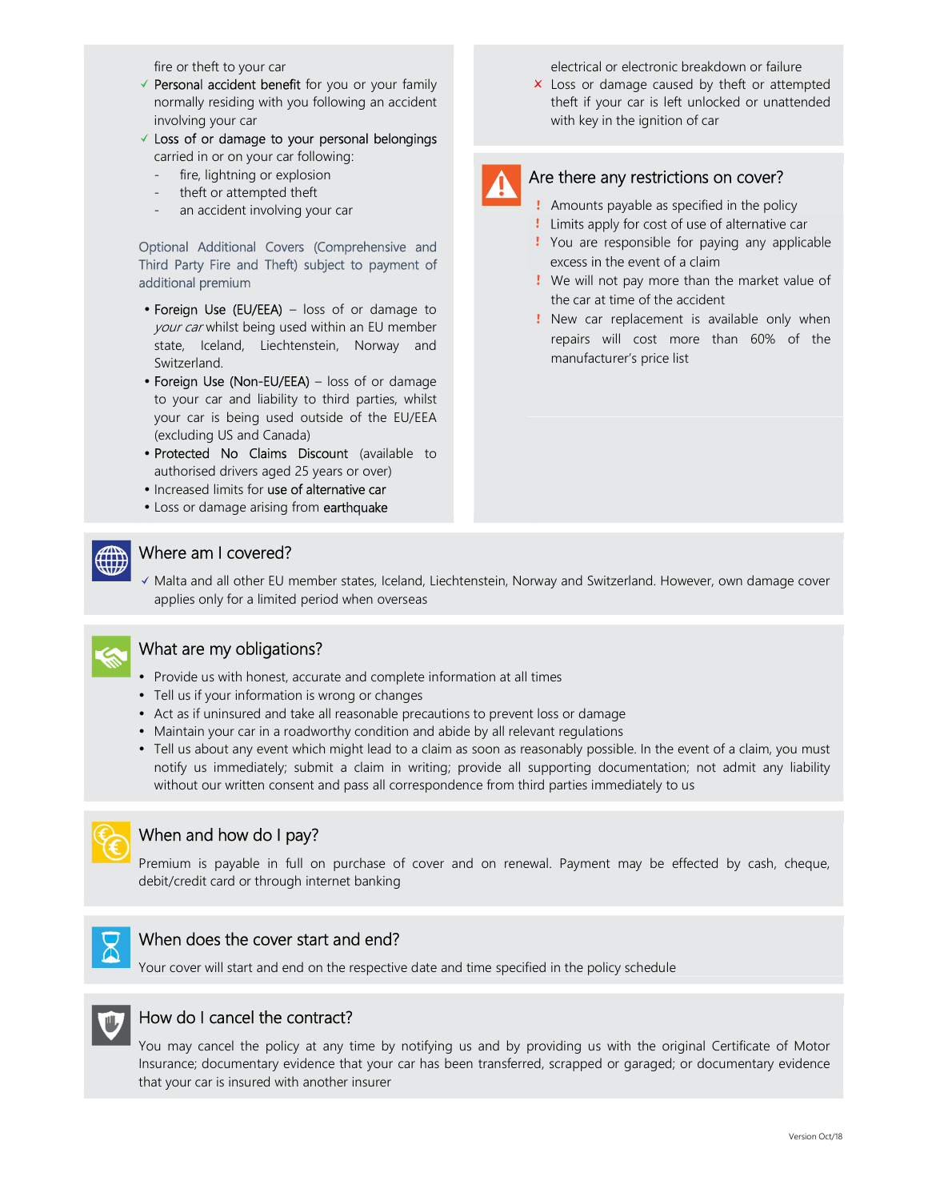fire or theft to your car

- ✓ Personal accident benefit for you or your family normally residing with you following an accident involving your car
- ✓ Loss of or damage to your personal belongings carried in or on your car following:
  - fire, lightning or explosion
  - theft or attempted theft
  - an accident involving your car

Optional Additional Covers (Comprehensive and Third Party Fire and Theft) subject to payment of additional premium

- Foreign Use (EU/EEA) – loss of or damage to *your car* whilst being used within an EU member state, Iceland, Liechtenstein, Norway and Switzerland.
- Foreign Use (Non-EU/EEA) – loss of or damage to your car and liability to third parties, whilst your car is being used outside of the EU/EEA (excluding US and Canada)
- Protected No Claims Discount (available to authorised drivers aged 25 years or over)
- Increased limits for use of alternative car
- Loss or damage arising from earthquake

electrical or electronic breakdown or failure

- ✗ Loss or damage caused by theft or attempted theft if your car is left unlocked or unattended with key in the ignition of car

## Are there any restrictions on cover?

- ! Amounts payable as specified in the policy
- ! Limits apply for cost of use of alternative car
- ! You are responsible for paying any applicable excess in the event of a claim
- ! We will not pay more than the market value of the car at time of the accident
- ! New car replacement is available only when repairs will cost more than 60% of the manufacturer's price list

## Where am I covered?

- ✓ Malta and all other EU member states, Iceland, Liechtenstein, Norway and Switzerland. However, own damage cover applies only for a limited period when overseas

## What are my obligations?

- Provide us with honest, accurate and complete information at all times
- Tell us if your information is wrong or changes
- Act as if uninsured and take all reasonable precautions to prevent loss or damage
- Maintain your car in a roadworthy condition and abide by all relevant regulations
- Tell us about any event which might lead to a claim as soon as reasonably possible. In the event of a claim, you must notify us immediately; submit a claim in writing; provide all supporting documentation; not admit any liability without our written consent and pass all correspondence from third parties immediately to us

## When and how do I pay?

Premium is payable in full on purchase of cover and on renewal. Payment may be effected by cash, cheque, debit/credit card or through internet banking

## When does the cover start and end?

Your cover will start and end on the respective date and time specified in the policy schedule

## How do I cancel the contract?

You may cancel the policy at any time by notifying us and by providing us with the original Certificate of Motor Insurance; documentary evidence that your car has been transferred, scrapped or garaged; or documentary evidence that your car is insured with another insurer

Version Oct/18